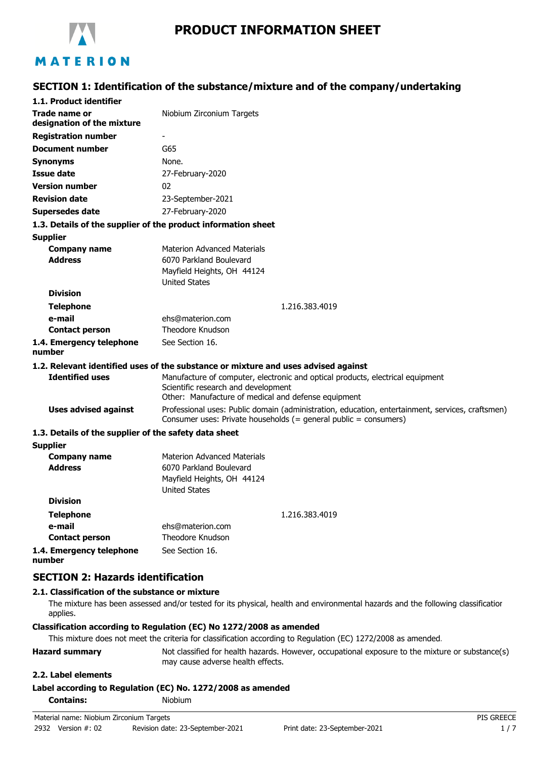MATERION

# PRODUCT INFORMATION SHEET

## SECTION 1: Identification of the substance/mixture and of the company/undertaking

### 1.1. Product identifier

| | |
|---|---|
| **Trade name or designation of the mixture** | Niobium Zirconium Targets |
| **Registration number** | - |
| **Document number** | G65 |
| **Synonyms** | None. |
| **Issue date** | 27-February-2020 |
| **Version number** | 02 |
| **Revision date** | 23-September-2021 |
| **Supersedes date** | 27-February-2020 |

### 1.3. Details of the supplier of the product information sheet

**Supplier**

| | |
|---|---|
| **Company name** | Materion Advanced Materials |
| **Address** | 6070 Parkland Boulevard<br>Mayfield Heights, OH 44124<br>United States |
| **Division** | |
| **Telephone** | 1.216.383.4019 |
| **e-mail** | ehs@materion.com |
| **Contact person** | Theodore Knudson |
| **1.4. Emergency telephone number** | See Section 16. |

### 1.2. Relevant identified uses of the substance or mixture and uses advised against

| | |
|---|---|
| **Identified uses** | Manufacture of computer, electronic and optical products, electrical equipment<br>Scientific research and development<br>Other: Manufacture of medical and defense equipment |
| **Uses advised against** | Professional uses: Public domain (administration, education, entertainment, services, craftsmen)<br>Consumer uses: Private households (= general public = consumers) |

### 1.3. Details of the supplier of the safety data sheet

**Supplier**

| | |
|---|---|
| **Company name** | Materion Advanced Materials |
| **Address** | 6070 Parkland Boulevard<br>Mayfield Heights, OH 44124<br>United States |
| **Division** | |
| **Telephone** | 1.216.383.4019 |
| **e-mail** | ehs@materion.com |
| **Contact person** | Theodore Knudson |
| **1.4. Emergency telephone number** | See Section 16. |

## SECTION 2: Hazards identification

### 2.1. Classification of the substance or mixture

The mixture has been assessed and/or tested for its physical, health and environmental hazards and the following classification applies.

**Classification according to Regulation (EC) No 1272/2008 as amended**

This mixture does not meet the criteria for classification according to Regulation (EC) 1272/2008 as amended.

**Hazard summary** Not classified for health hazards. However, occupational exposure to the mixture or substance(s) may cause adverse health effects.

### 2.2. Label elements

**Label according to Regulation (EC) No. 1272/2008 as amended**

**Contains:** Niobium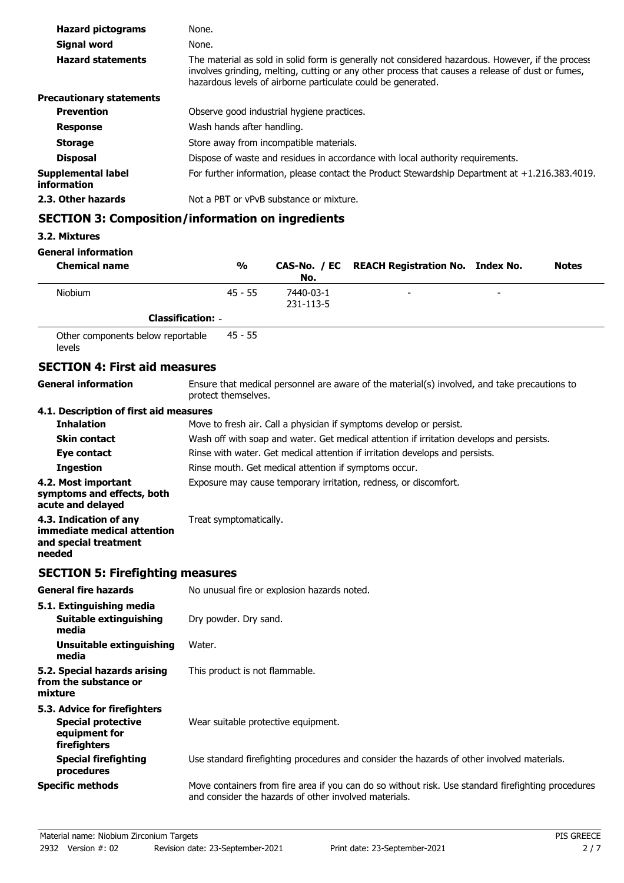| | |
|---|---|
| **Hazard pictograms** | None. |
| **Signal word** | None. |
| **Hazard statements** | The material as sold in solid form is generally not considered hazardous. However, if the process involves grinding, melting, cutting or any other process that causes a release of dust or fumes, hazardous levels of airborne particulate could be generated. |

**Precautionary statements**

| | |
|---|---|
| **Prevention** | Observe good industrial hygiene practices. |
| **Response** | Wash hands after handling. |
| **Storage** | Store away from incompatible materials. |
| **Disposal** | Dispose of waste and residues in accordance with local authority requirements. |
| **Supplemental label information** | For further information, please contact the Product Stewardship Department at +1.216.383.4019. |
| **2.3. Other hazards** | Not a PBT or vPvB substance or mixture. |

## SECTION 3: Composition/information on ingredients

### 3.2. Mixtures

**General information**

| Chemical name | % | CAS-No. / EC No. | REACH Registration No. | Index No. | Notes |
|---|---|---|---|---|---|
| Niobium | 45 - 55 | 7440-03-1 231-113-5 | - | - | |
| **Classification:** - | | | | | |
| Other components below reportable levels | 45 - 55 | | | | |

## SECTION 4: First aid measures

| | |
|---|---|
| **General information** | Ensure that medical personnel are aware of the material(s) involved, and take precautions to protect themselves. |

**4.1. Description of first aid measures**

| | |
|---|---|
| **Inhalation** | Move to fresh air. Call a physician if symptoms develop or persist. |
| **Skin contact** | Wash off with soap and water. Get medical attention if irritation develops and persists. |
| **Eye contact** | Rinse with water. Get medical attention if irritation develops and persists. |
| **Ingestion** | Rinse mouth. Get medical attention if symptoms occur. |
| **4.2. Most important symptoms and effects, both acute and delayed** | Exposure may cause temporary irritation, redness, or discomfort. |
| **4.3. Indication of any immediate medical attention and special treatment needed** | Treat symptomatically. |

## SECTION 5: Firefighting measures

| | |
|---|---|
| **General fire hazards** | No unusual fire or explosion hazards noted. |

**5.1. Extinguishing media**

| | |
|---|---|
| **Suitable extinguishing media** | Dry powder. Dry sand. |
| **Unsuitable extinguishing media** | Water. |
| **5.2. Special hazards arising from the substance or mixture** | This product is not flammable. |

**5.3. Advice for firefighters**

| | |
|---|---|
| **Special protective equipment for firefighters** | Wear suitable protective equipment. |
| **Special firefighting procedures** | Use standard firefighting procedures and consider the hazards of other involved materials. |
| **Specific methods** | Move containers from fire area if you can do so without risk. Use standard firefighting procedures and consider the hazards of other involved materials. |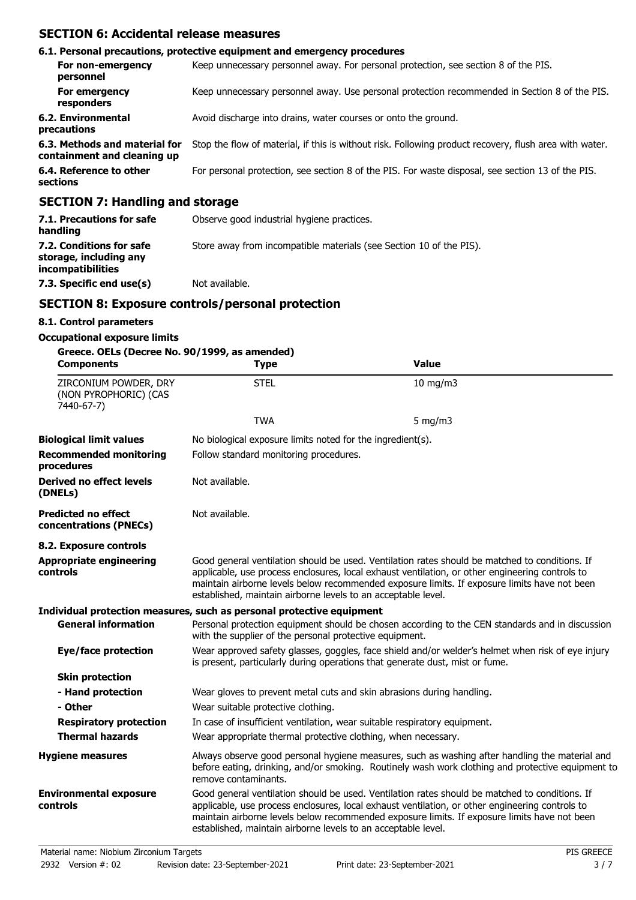## SECTION 6: Accidental release measures

### 6.1. Personal precautions, protective equipment and emergency procedures

| | |
|---|---|
| **For non-emergency personnel** | Keep unnecessary personnel away. For personal protection, see section 8 of the PIS. |
| **For emergency responders** | Keep unnecessary personnel away. Use personal protection recommended in Section 8 of the PIS. |
| **6.2. Environmental precautions** | Avoid discharge into drains, water courses or onto the ground. |
| **6.3. Methods and material for containment and cleaning up** | Stop the flow of material, if this is without risk. Following product recovery, flush area with water. |
| **6.4. Reference to other sections** | For personal protection, see section 8 of the PIS. For waste disposal, see section 13 of the PIS. |

## SECTION 7: Handling and storage

| | |
|---|---|
| **7.1. Precautions for safe handling** | Observe good industrial hygiene practices. |
| **7.2. Conditions for safe storage, including any incompatibilities** | Store away from incompatible materials (see Section 10 of the PIS). |
| **7.3. Specific end use(s)** | Not available. |

## SECTION 8: Exposure controls/personal protection

### 8.1. Control parameters

**Occupational exposure limits**

**Greece. OELs (Decree No. 90/1999, as amended)**

| Components | Type | Value |
|---|---|---|
| ZIRCONIUM POWDER, DRY (NON PYROPHORIC) (CAS 7440-67-7) | STEL | 10 mg/m3 |
| | TWA | 5 mg/m3 |

| | |
|---|---|
| **Biological limit values** | No biological exposure limits noted for the ingredient(s). |
| **Recommended monitoring procedures** | Follow standard monitoring procedures. |
| **Derived no effect levels (DNELs)** | Not available. |
| **Predicted no effect concentrations (PNECs)** | Not available. |

### 8.2. Exposure controls

| | |
|---|---|
| **Appropriate engineering controls** | Good general ventilation should be used. Ventilation rates should be matched to conditions. If applicable, use process enclosures, local exhaust ventilation, or other engineering controls to maintain airborne levels below recommended exposure limits. If exposure limits have not been established, maintain airborne levels to an acceptable level. |

**Individual protection measures, such as personal protective equipment**

| | |
|---|---|
| **General information** | Personal protection equipment should be chosen according to the CEN standards and in discussion with the supplier of the personal protective equipment. |
| **Eye/face protection** | Wear approved safety glasses, goggles, face shield and/or welder's helmet when risk of eye injury is present, particularly during operations that generate dust, mist or fume. |
| **Skin protection** | |
| **- Hand protection** | Wear gloves to prevent metal cuts and skin abrasions during handling. |
| **- Other** | Wear suitable protective clothing. |
| **Respiratory protection** | In case of insufficient ventilation, wear suitable respiratory equipment. |
| **Thermal hazards** | Wear appropriate thermal protective clothing, when necessary. |
| **Hygiene measures** | Always observe good personal hygiene measures, such as washing after handling the material and before eating, drinking, and/or smoking. Routinely wash work clothing and protective equipment to remove contaminants. |
| **Environmental exposure controls** | Good general ventilation should be used. Ventilation rates should be matched to conditions. If applicable, use process enclosures, local exhaust ventilation, or other engineering controls to maintain airborne levels below recommended exposure limits. If exposure limits have not been established, maintain airborne levels to an acceptable level. |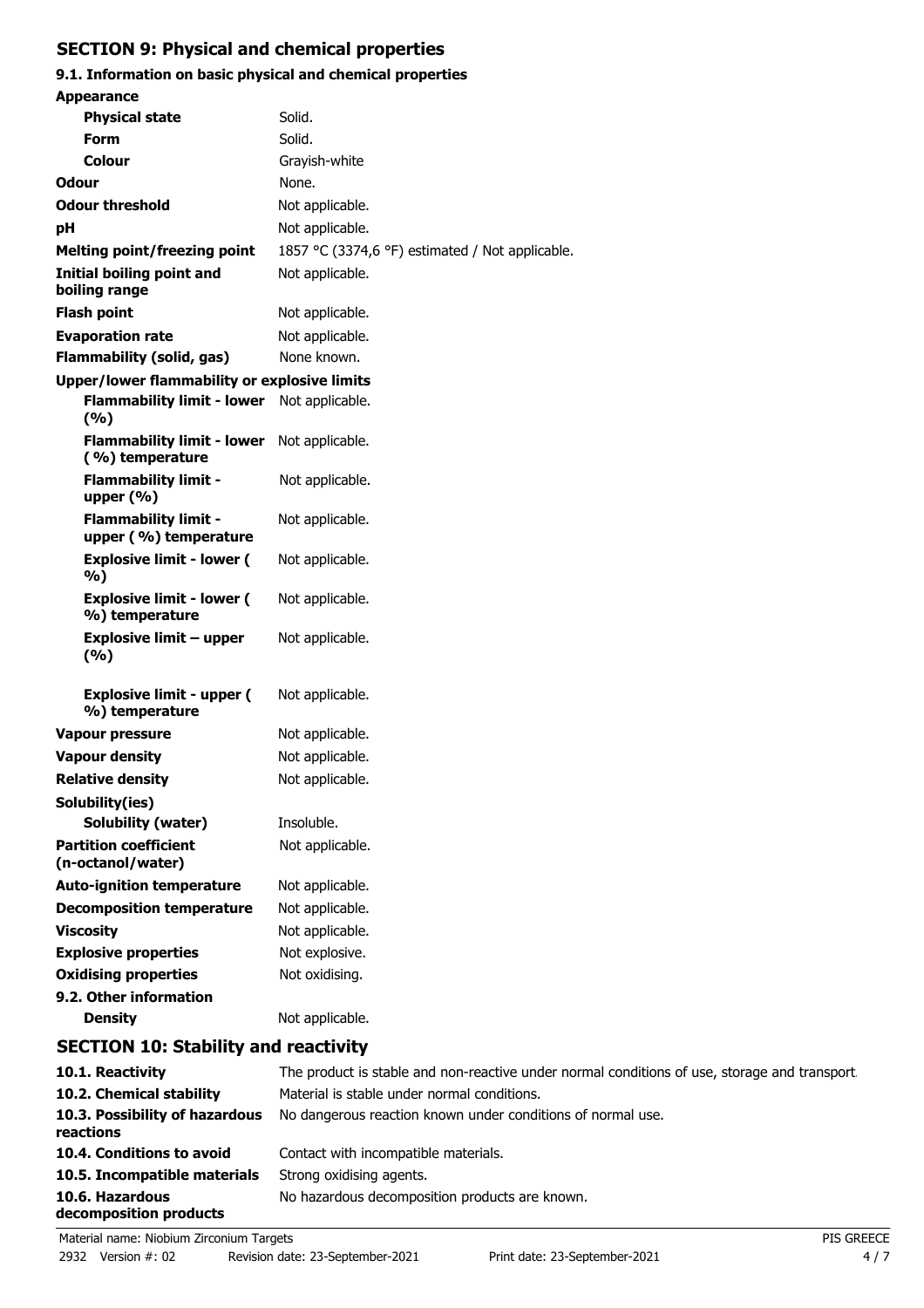## SECTION 9: Physical and chemical properties

### 9.1. Information on basic physical and chemical properties

**Appearance**

| | |
|---|---|
| **Physical state** | Solid. |
| **Form** | Solid. |
| **Colour** | Grayish-white |
| **Odour** | None. |
| **Odour threshold** | Not applicable. |
| **pH** | Not applicable. |
| **Melting point/freezing point** | 1857 °C (3374,6 °F) estimated / Not applicable. |
| **Initial boiling point and boiling range** | Not applicable. |
| **Flash point** | Not applicable. |
| **Evaporation rate** | Not applicable. |
| **Flammability (solid, gas)** | None known. |

**Upper/lower flammability or explosive limits**

| | |
|---|---|
| **Flammability limit - lower (%)** | Not applicable. |
| **Flammability limit - lower (%) temperature** | Not applicable. |
| **Flammability limit - upper (%)** | Not applicable. |
| **Flammability limit - upper (%) temperature** | Not applicable. |
| **Explosive limit - lower (%)** | Not applicable. |
| **Explosive limit - lower (%) temperature** | Not applicable. |
| **Explosive limit – upper (%)** | Not applicable. |
| **Explosive limit - upper (%) temperature** | Not applicable. |
| **Vapour pressure** | Not applicable. |
| **Vapour density** | Not applicable. |
| **Relative density** | Not applicable. |

**Solubility(ies)**

| | |
|---|---|
| **Solubility (water)** | Insoluble. |
| **Partition coefficient (n-octanol/water)** | Not applicable. |
| **Auto-ignition temperature** | Not applicable. |
| **Decomposition temperature** | Not applicable. |
| **Viscosity** | Not applicable. |
| **Explosive properties** | Not explosive. |
| **Oxidising properties** | Not oxidising. |

### 9.2. Other information

| | |
|---|---|
| **Density** | Not applicable. |

## SECTION 10: Stability and reactivity

| | |
|---|---|
| **10.1. Reactivity** | The product is stable and non-reactive under normal conditions of use, storage and transport. |
| **10.2. Chemical stability** | Material is stable under normal conditions. |
| **10.3. Possibility of hazardous reactions** | No dangerous reaction known under conditions of normal use. |
| **10.4. Conditions to avoid** | Contact with incompatible materials. |
| **10.5. Incompatible materials** | Strong oxidising agents. |
| **10.6. Hazardous decomposition products** | No hazardous decomposition products are known. |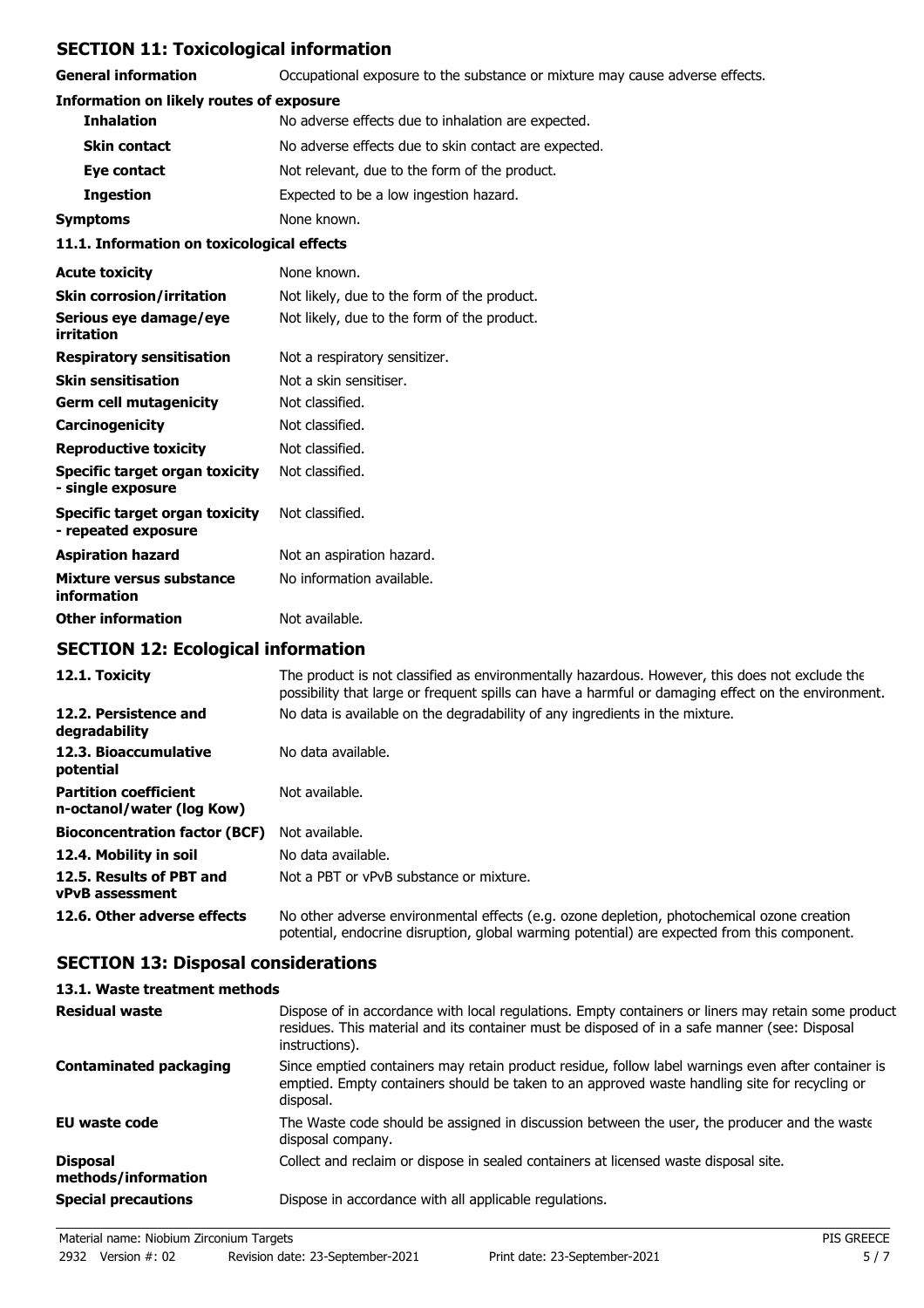## SECTION 11: Toxicological information

**General information** Occupational exposure to the substance or mixture may cause adverse effects.

**Information on likely routes of exposure**

| | |
|---|---|
| **Inhalation** | No adverse effects due to inhalation are expected. |
| **Skin contact** | No adverse effects due to skin contact are expected. |
| **Eye contact** | Not relevant, due to the form of the product. |
| **Ingestion** | Expected to be a low ingestion hazard. |
| **Symptoms** | None known. |

**11.1. Information on toxicological effects**

| | |
|---|---|
| **Acute toxicity** | None known. |
| **Skin corrosion/irritation** | Not likely, due to the form of the product. |
| **Serious eye damage/eye irritation** | Not likely, due to the form of the product. |
| **Respiratory sensitisation** | Not a respiratory sensitizer. |
| **Skin sensitisation** | Not a skin sensitiser. |
| **Germ cell mutagenicity** | Not classified. |
| **Carcinogenicity** | Not classified. |
| **Reproductive toxicity** | Not classified. |
| **Specific target organ toxicity - single exposure** | Not classified. |
| **Specific target organ toxicity - repeated exposure** | Not classified. |
| **Aspiration hazard** | Not an aspiration hazard. |
| **Mixture versus substance information** | No information available. |
| **Other information** | Not available. |

## SECTION 12: Ecological information

| | |
|---|---|
| **12.1. Toxicity** | The product is not classified as environmentally hazardous. However, this does not exclude the possibility that large or frequent spills can have a harmful or damaging effect on the environment. |
| **12.2. Persistence and degradability** | No data is available on the degradability of any ingredients in the mixture. |
| **12.3. Bioaccumulative potential** | No data available. |
| **Partition coefficient n-octanol/water (log Kow)** | Not available. |
| **Bioconcentration factor (BCF)** | Not available. |
| **12.4. Mobility in soil** | No data available. |
| **12.5. Results of PBT and vPvB assessment** | Not a PBT or vPvB substance or mixture. |
| **12.6. Other adverse effects** | No other adverse environmental effects (e.g. ozone depletion, photochemical ozone creation potential, endocrine disruption, global warming potential) are expected from this component. |

## SECTION 13: Disposal considerations

**13.1. Waste treatment methods**

| | |
|---|---|
| **Residual waste** | Dispose of in accordance with local regulations. Empty containers or liners may retain some product residues. This material and its container must be disposed of in a safe manner (see: Disposal instructions). |
| **Contaminated packaging** | Since emptied containers may retain product residue, follow label warnings even after container is emptied. Empty containers should be taken to an approved waste handling site for recycling or disposal. |
| **EU waste code** | The Waste code should be assigned in discussion between the user, the producer and the waste disposal company. |
| **Disposal methods/information** | Collect and reclaim or dispose in sealed containers at licensed waste disposal site. |
| **Special precautions** | Dispose in accordance with all applicable regulations. |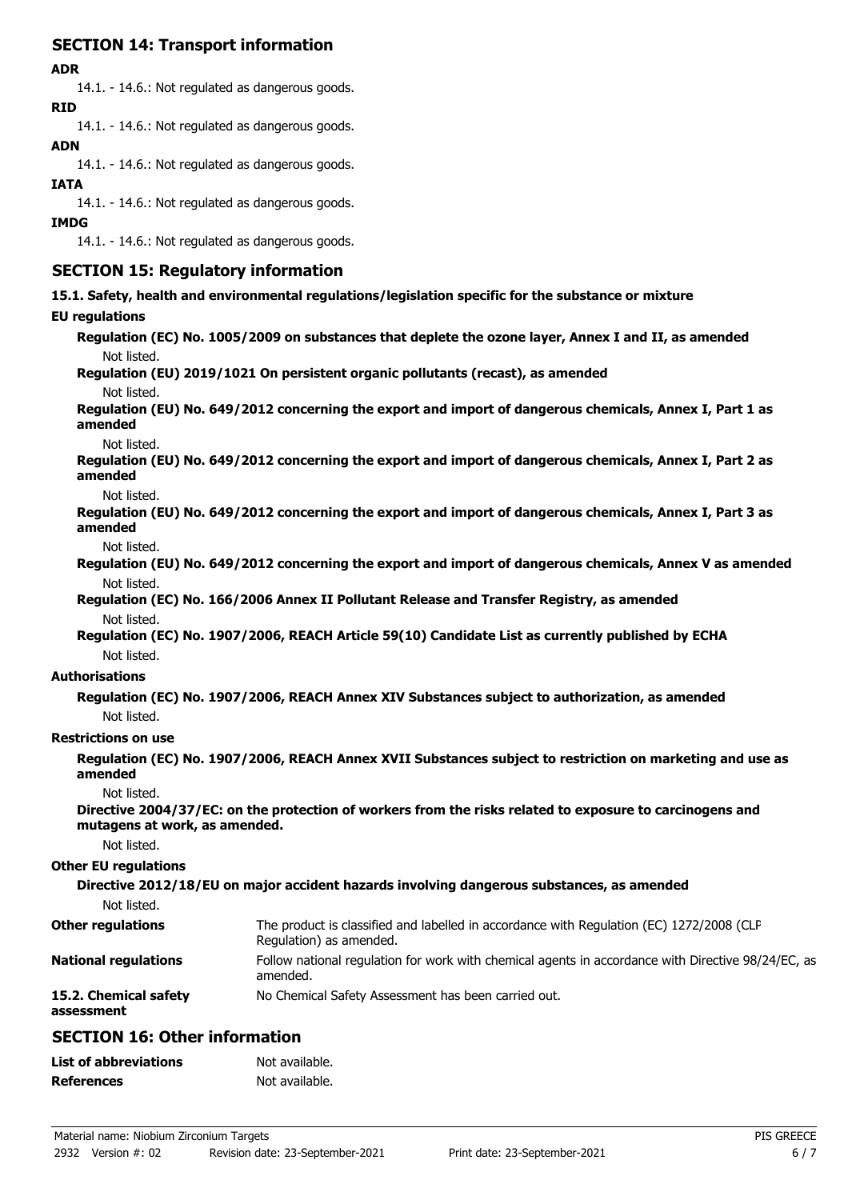## SECTION 14: Transport information

**ADR**

14.1. - 14.6.: Not regulated as dangerous goods.

**RID**

14.1. - 14.6.: Not regulated as dangerous goods.

**ADN**

14.1. - 14.6.: Not regulated as dangerous goods.

**IATA**

14.1. - 14.6.: Not regulated as dangerous goods.

**IMDG**

14.1. - 14.6.: Not regulated as dangerous goods.

## SECTION 15: Regulatory information

**15.1. Safety, health and environmental regulations/legislation specific for the substance or mixture**

**EU regulations**

**Regulation (EC) No. 1005/2009 on substances that deplete the ozone layer, Annex I and II, as amended**

Not listed.

**Regulation (EU) 2019/1021 On persistent organic pollutants (recast), as amended**

Not listed.

**Regulation (EU) No. 649/2012 concerning the export and import of dangerous chemicals, Annex I, Part 1 as amended**

Not listed.

**Regulation (EU) No. 649/2012 concerning the export and import of dangerous chemicals, Annex I, Part 2 as amended**

Not listed.

**Regulation (EU) No. 649/2012 concerning the export and import of dangerous chemicals, Annex I, Part 3 as amended**

Not listed.

**Regulation (EU) No. 649/2012 concerning the export and import of dangerous chemicals, Annex V as amended**

Not listed.

**Regulation (EC) No. 166/2006 Annex II Pollutant Release and Transfer Registry, as amended**

Not listed.

**Regulation (EC) No. 1907/2006, REACH Article 59(10) Candidate List as currently published by ECHA**

Not listed.

**Authorisations**

**Regulation (EC) No. 1907/2006, REACH Annex XIV Substances subject to authorization, as amended**

Not listed.

**Restrictions on use**

**Regulation (EC) No. 1907/2006, REACH Annex XVII Substances subject to restriction on marketing and use as amended**

Not listed.

**Directive 2004/37/EC: on the protection of workers from the risks related to exposure to carcinogens and mutagens at work, as amended.**

Not listed.

**Other EU regulations**

**Directive 2012/18/EU on major accident hazards involving dangerous substances, as amended**

Not listed.

**Other regulations** The product is classified and labelled in accordance with Regulation (EC) 1272/2008 (CLP Regulation) as amended.

**National regulations** Follow national regulation for work with chemical agents in accordance with Directive 98/24/EC, as amended.

**15.2. Chemical safety assessment** No Chemical Safety Assessment has been carried out.

## SECTION 16: Other information

**List of abbreviations** Not available.

**References** Not available.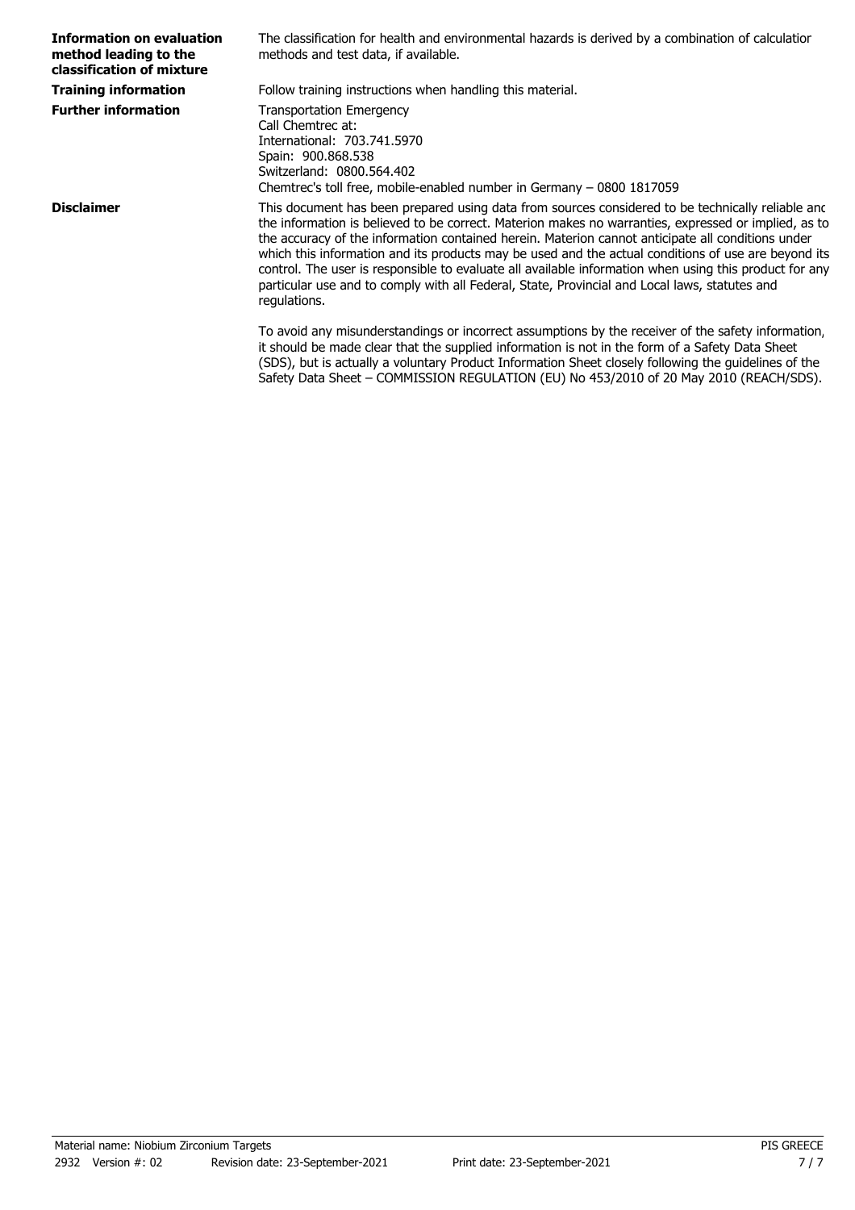**Information on evaluation method leading to the classification of mixture**

The classification for health and environmental hazards is derived by a combination of calculation methods and test data, if available.

**Training information**

Follow training instructions when handling this material.

**Further information**

Transportation Emergency
Call Chemtrec at:
International: 703.741.5970
Spain: 900.868.538
Switzerland: 0800.564.402
Chemtrec's toll free, mobile-enabled number in Germany – 0800 1817059

**Disclaimer**

This document has been prepared using data from sources considered to be technically reliable and the information is believed to be correct. Materion makes no warranties, expressed or implied, as to the accuracy of the information contained herein. Materion cannot anticipate all conditions under which this information and its products may be used and the actual conditions of use are beyond its control. The user is responsible to evaluate all available information when using this product for any particular use and to comply with all Federal, State, Provincial and Local laws, statutes and regulations.

To avoid any misunderstandings or incorrect assumptions by the receiver of the safety information, it should be made clear that the supplied information is not in the form of a Safety Data Sheet (SDS), but is actually a voluntary Product Information Sheet closely following the guidelines of the Safety Data Sheet – COMMISSION REGULATION (EU) No 453/2010 of 20 May 2010 (REACH/SDS).